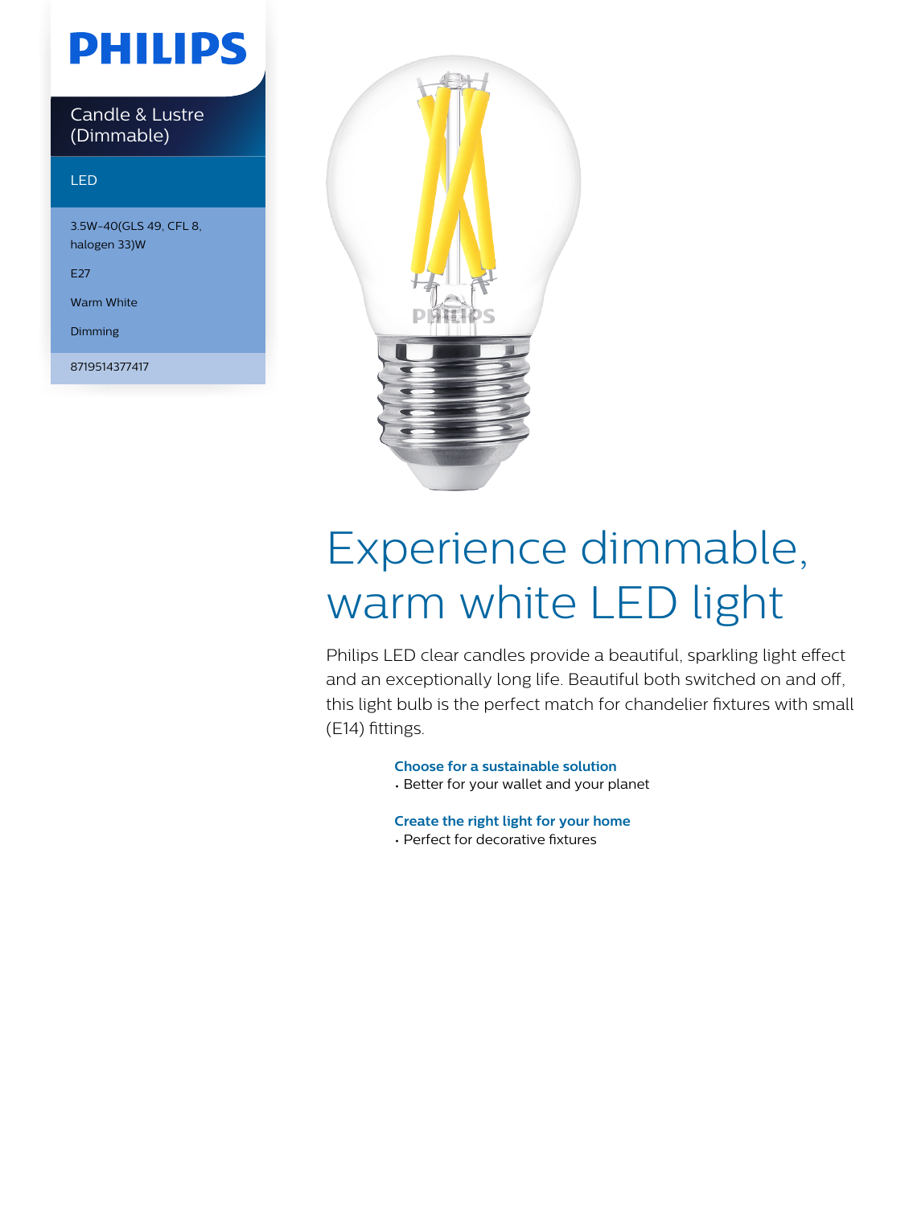# PHILIPS

Candle & Lustre (Dimmable)

LED

3.5W-40(GLS 49, CFL 8, halogen 33)W

E27

Warm White

Dimming

8719514377417

# Experience dimmable, warm white LED light

Philips LED clear candles provide a beautiful, sparkling light effect and an exceptionally long life. Beautiful both switched on and off, this light bulb is the perfect match for chandelier fixtures with small (E14) fittings.

**Choose for a sustainable solution**

- Better for your wallet and your planet

**Create the right light for your home**

- Perfect for decorative fixtures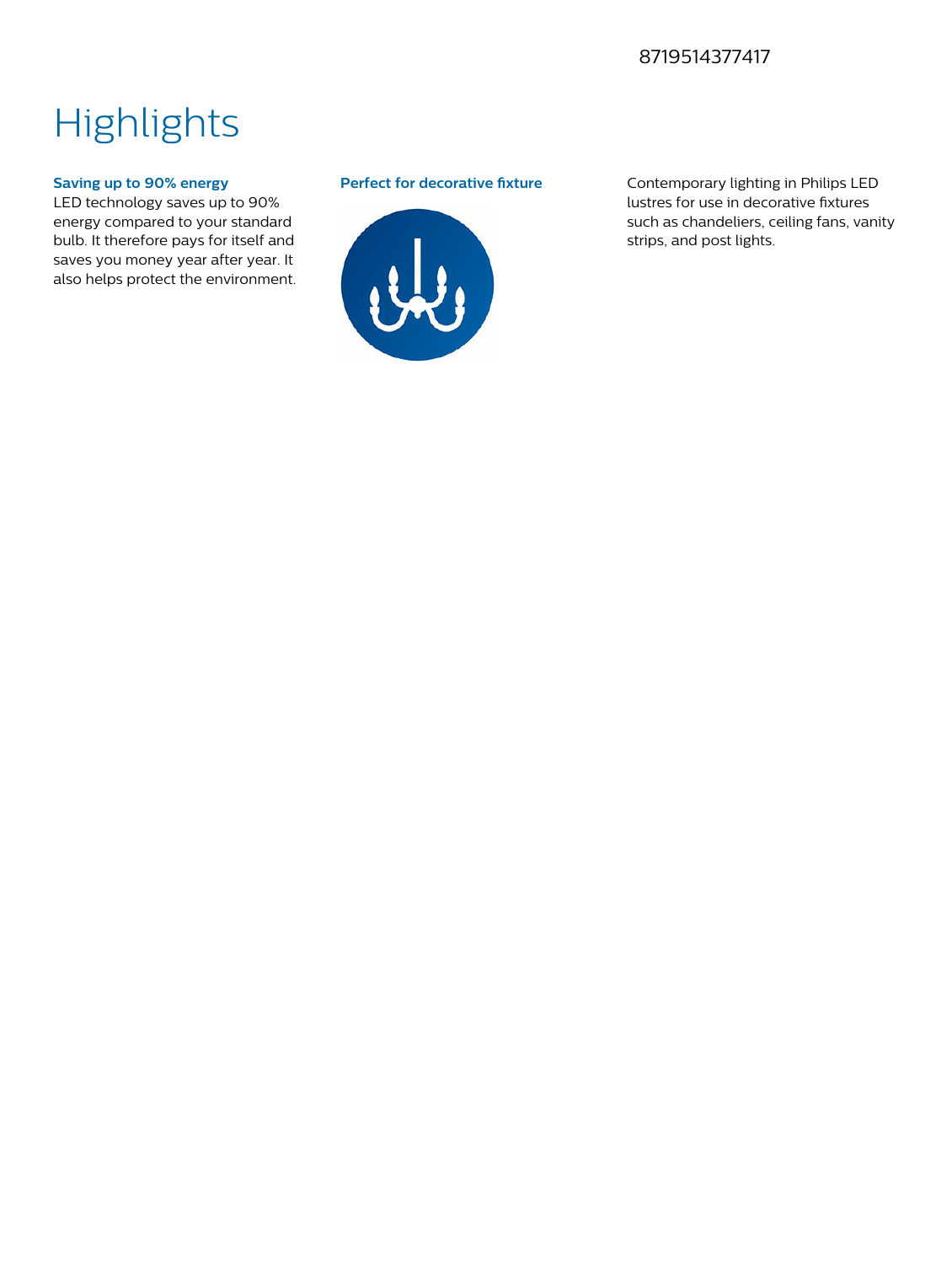8719514377417

# Highlights

### Saving up to 90% energy

LED technology saves up to 90% energy compared to your standard bulb. It therefore pays for itself and saves you money year after year. It also helps protect the environment.

### Perfect for decorative fixture

Contemporary lighting in Philips LED lustres for use in decorative fixtures such as chandeliers, ceiling fans, vanity strips, and post lights.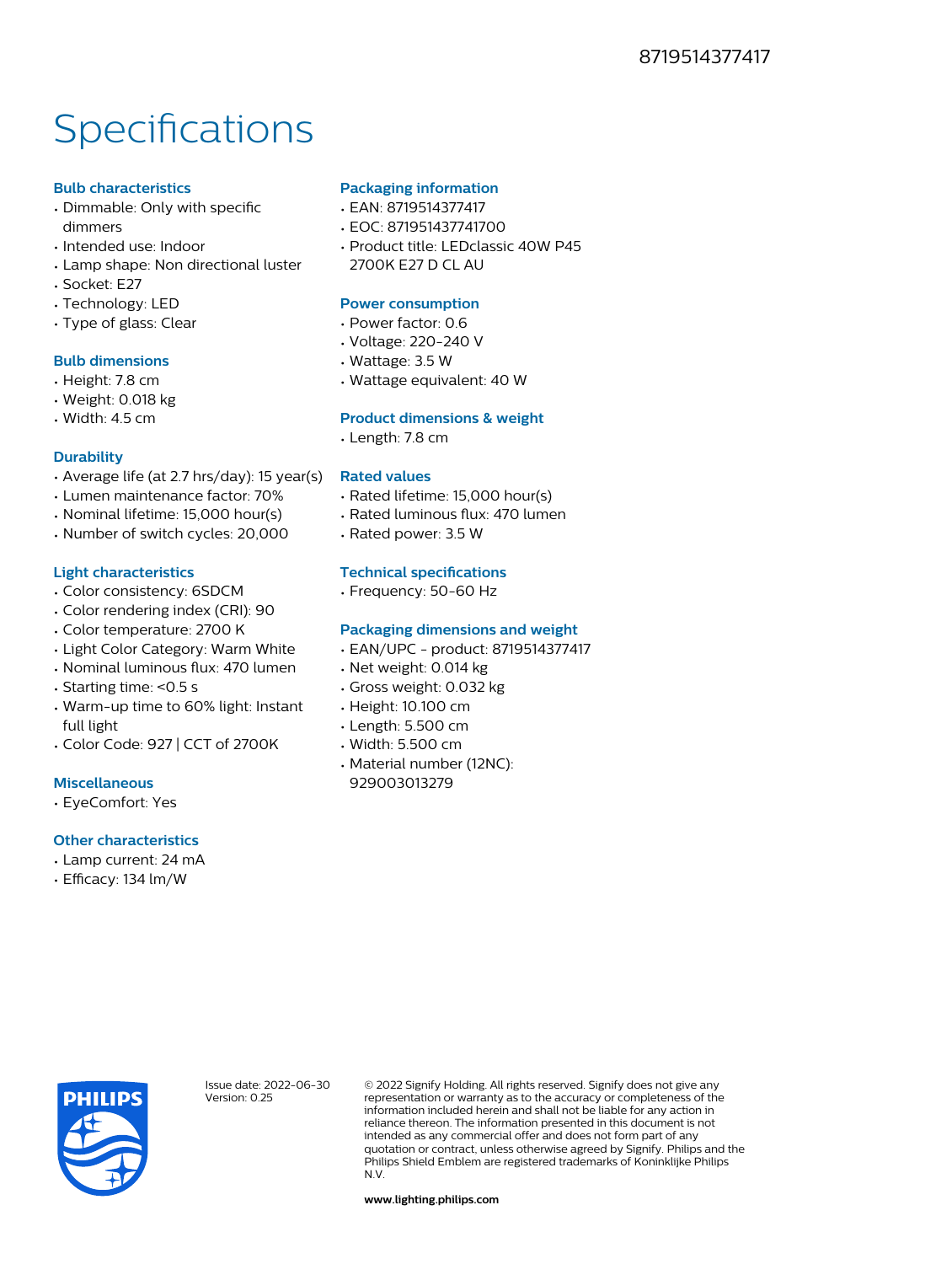8719514377417

# Specifications

### Bulb characteristics

- Dimmable: Only with specific dimmers
- Intended use: Indoor
- Lamp shape: Non directional luster
- Socket: E27
- Technology: LED
- Type of glass: Clear

### Bulb dimensions

- Height: 7.8 cm
- Weight: 0.018 kg
- Width: 4.5 cm

### Durability

- Average life (at 2.7 hrs/day): 15 year(s)
- Lumen maintenance factor: 70%
- Nominal lifetime: 15,000 hour(s)
- Number of switch cycles: 20,000

### Light characteristics

- Color consistency: 6SDCM
- Color rendering index (CRI): 90
- Color temperature: 2700 K
- Light Color Category: Warm White
- Nominal luminous flux: 470 lumen
- Starting time: <0.5 s
- Warm-up time to 60% light: Instant full light
- Color Code: 927 | CCT of 2700K

### Miscellaneous

- EyeComfort: Yes

### Other characteristics

- Lamp current: 24 mA
- Efficacy: 134 lm/W

### Packaging information

- EAN: 8719514377417
- EOC: 871951437741700
- Product title: LEDclassic 40W P45 2700K E27 D CL AU

### Power consumption

- Power factor: 0.6
- Voltage: 220-240 V
- Wattage: 3.5 W
- Wattage equivalent: 40 W

### Product dimensions & weight

- Length: 7.8 cm

### Rated values

- Rated lifetime: 15,000 hour(s)
- Rated luminous flux: 470 lumen
- Rated power: 3.5 W

### Technical specifications

- Frequency: 50-60 Hz

### Packaging dimensions and weight

- EAN/UPC - product: 8719514377417
- Net weight: 0.014 kg
- Gross weight: 0.032 kg
- Height: 10.100 cm
- Length: 5.500 cm
- Width: 5.500 cm
- Material number (12NC): 929003013279

Issue date: 2022-06-30
Version: 0.25

© 2022 Signify Holding. All rights reserved. Signify does not give any representation or warranty as to the accuracy or completeness of the information included herein and shall not be liable for any action in reliance thereon. The information presented in this document is not intended as any commercial offer and does not form part of any quotation or contract, unless otherwise agreed by Signify. Philips and the Philips Shield Emblem are registered trademarks of Koninklijke Philips N.V.

**www.lighting.philips.com**